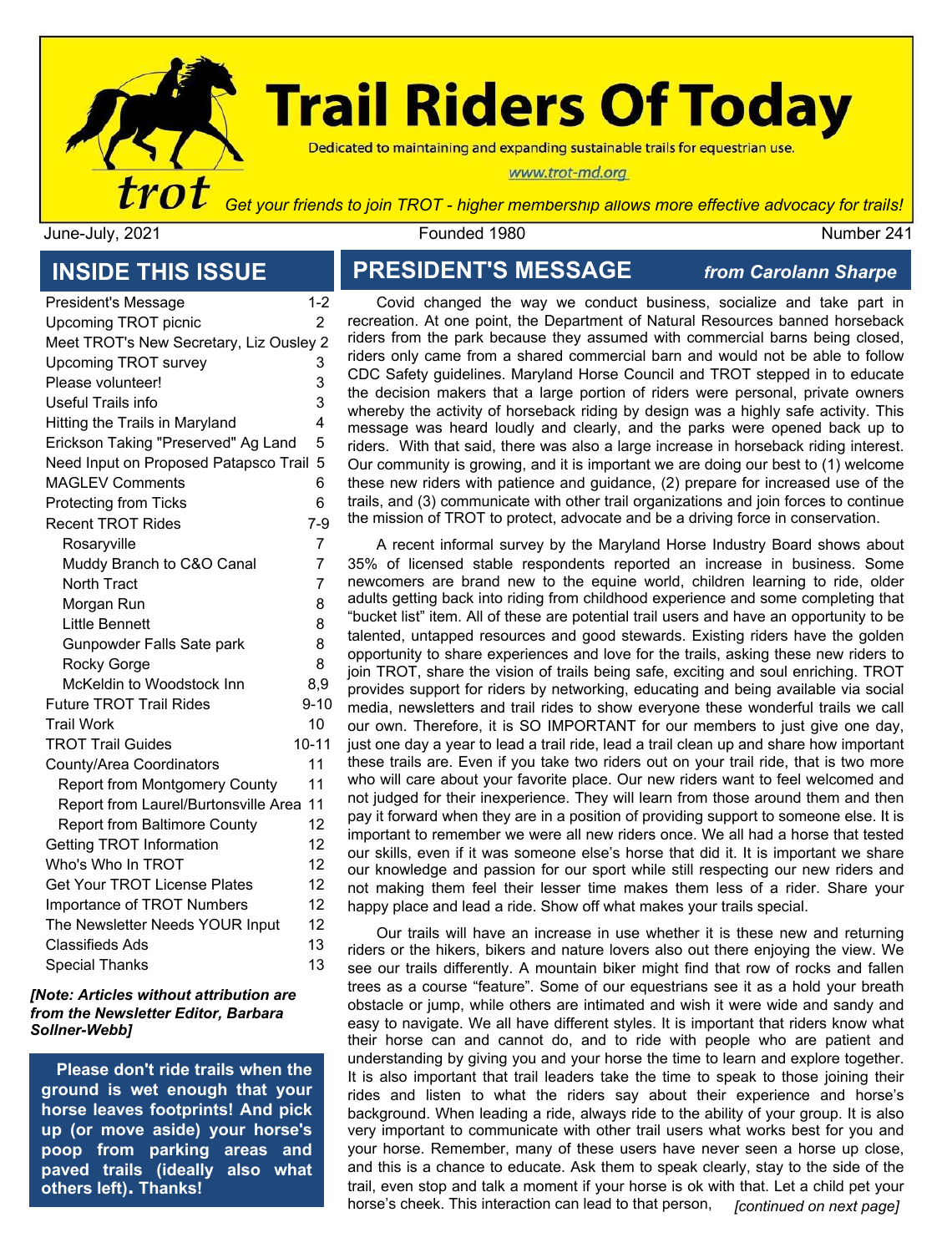# Trail Riders Of Today

Dedicated to maintaining and expanding sustainable trails for equestrian use.

www.trot-md.org

trot

*Get your friends to join TROT - higher membership allows more effective advocacy for trails!*

June-July, 2021 | Founded 1980 | Number 241

## INSIDE THIS ISSUE

| | |
|---|---|
| President's Message | 1-2 |
| Upcoming TROT picnic | 2 |
| Meet TROT's New Secretary, Liz Ousley | 2 |
| Upcoming TROT survey | 3 |
| Please volunteer! | 3 |
| Useful Trails info | 3 |
| Hitting the Trails in Maryland | 4 |
| Erickson Taking "Preserved" Ag Land | 5 |
| Need Input on Proposed Patapsco Trail | 5 |
| MAGLEV Comments | 6 |
| Protecting from Ticks | 6 |
| Recent TROT Rides | 7-9 |
| Rosaryville | 7 |
| Muddy Branch to C&O Canal | 7 |
| North Tract | 7 |
| Morgan Run | 8 |
| Little Bennett | 8 |
| Gunpowder Falls Sate park | 8 |
| Rocky Gorge | 8 |
| McKeldin to Woodstock Inn | 8,9 |
| Future TROT Trail Rides | 9-10 |
| Trail Work | 10 |
| TROT Trail Guides | 10-11 |
| County/Area Coordinators | 11 |
| Report from Montgomery County | 11 |
| Report from Laurel/Burtonsville Area | 11 |
| Report from Baltimore County | 12 |
| Getting TROT Information | 12 |
| Who's Who In TROT | 12 |
| Get Your TROT License Plates | 12 |
| Importance of TROT Numbers | 12 |
| The Newsletter Needs YOUR Input | 12 |
| Classifieds Ads | 13 |
| Special Thanks | 13 |

***[Note: Articles without attribution are from the Newsletter Editor, Barbara Sollner-Webb]***

**Please don't ride trails when the ground is wet enough that your horse leaves footprints! And pick up (or move aside) your horse's poop from parking areas and paved trails (ideally also what others left). Thanks!**

## PRESIDENT'S MESSAGE

***from Carolann Sharpe***

Covid changed the way we conduct business, socialize and take part in recreation. At one point, the Department of Natural Resources banned horseback riders from the park because they assumed with commercial barns being closed, riders only came from a shared commercial barn and would not be able to follow CDC Safety guidelines. Maryland Horse Council and TROT stepped in to educate the decision makers that a large portion of riders were personal, private owners whereby the activity of horseback riding by design was a highly safe activity. This message was heard loudly and clearly, and the parks were opened back up to riders. With that said, there was also a large increase in horseback riding interest. Our community is growing, and it is important we are doing our best to (1) welcome these new riders with patience and guidance, (2) prepare for increased use of the trails, and (3) communicate with other trail organizations and join forces to continue the mission of TROT to protect, advocate and be a driving force in conservation.

A recent informal survey by the Maryland Horse Industry Board shows about 35% of licensed stable respondents reported an increase in business. Some newcomers are brand new to the equine world, children learning to ride, older adults getting back into riding from childhood experience and some completing that "bucket list" item. All of these are potential trail users and have an opportunity to be talented, untapped resources and good stewards. Existing riders have the golden opportunity to share experiences and love for the trails, asking these new riders to join TROT, share the vision of trails being safe, exciting and soul enriching. TROT provides support for riders by networking, educating and being available via social media, newsletters and trail rides to show everyone these wonderful trails we call our own. Therefore, it is SO IMPORTANT for our members to just give one day, just one day a year to lead a trail ride, lead a trail clean up and share how important these trails are. Even if you take two riders out on your trail ride, that is two more who will care about your favorite place. Our new riders want to feel welcomed and not judged for their inexperience. They will learn from those around them and then pay it forward when they are in a position of providing support to someone else. It is important to remember we were all new riders once. We all had a horse that tested our skills, even if it was someone else's horse that did it. It is important we share our knowledge and passion for our sport while still respecting our new riders and not making them feel their lesser time makes them less of a rider. Share your happy place and lead a ride. Show off what makes your trails special.

Our trails will have an increase in use whether it is these new and returning riders or the hikers, bikers and nature lovers also out there enjoying the view. We see our trails differently. A mountain biker might find that row of rocks and fallen trees as a course "feature". Some of our equestrians see it as a hold your breath obstacle or jump, while others are intimated and wish it were wide and sandy and easy to navigate. We all have different styles. It is important that riders know what their horse can and cannot do, and to ride with people who are patient and understanding by giving you and your horse the time to learn and explore together. It is also important that trail leaders take the time to speak to those joining their rides and listen to what the riders say about their experience and horse's background. When leading a ride, always ride to the ability of your group. It is also very important to communicate with other trail users what works best for you and your horse. Remember, many of these users have never seen a horse up close, and this is a chance to educate. Ask them to speak clearly, stay to the side of the trail, even stop and talk a moment if your horse is ok with that. Let a child pet your horse's cheek. This interaction can lead to that person, *[continued on next page]*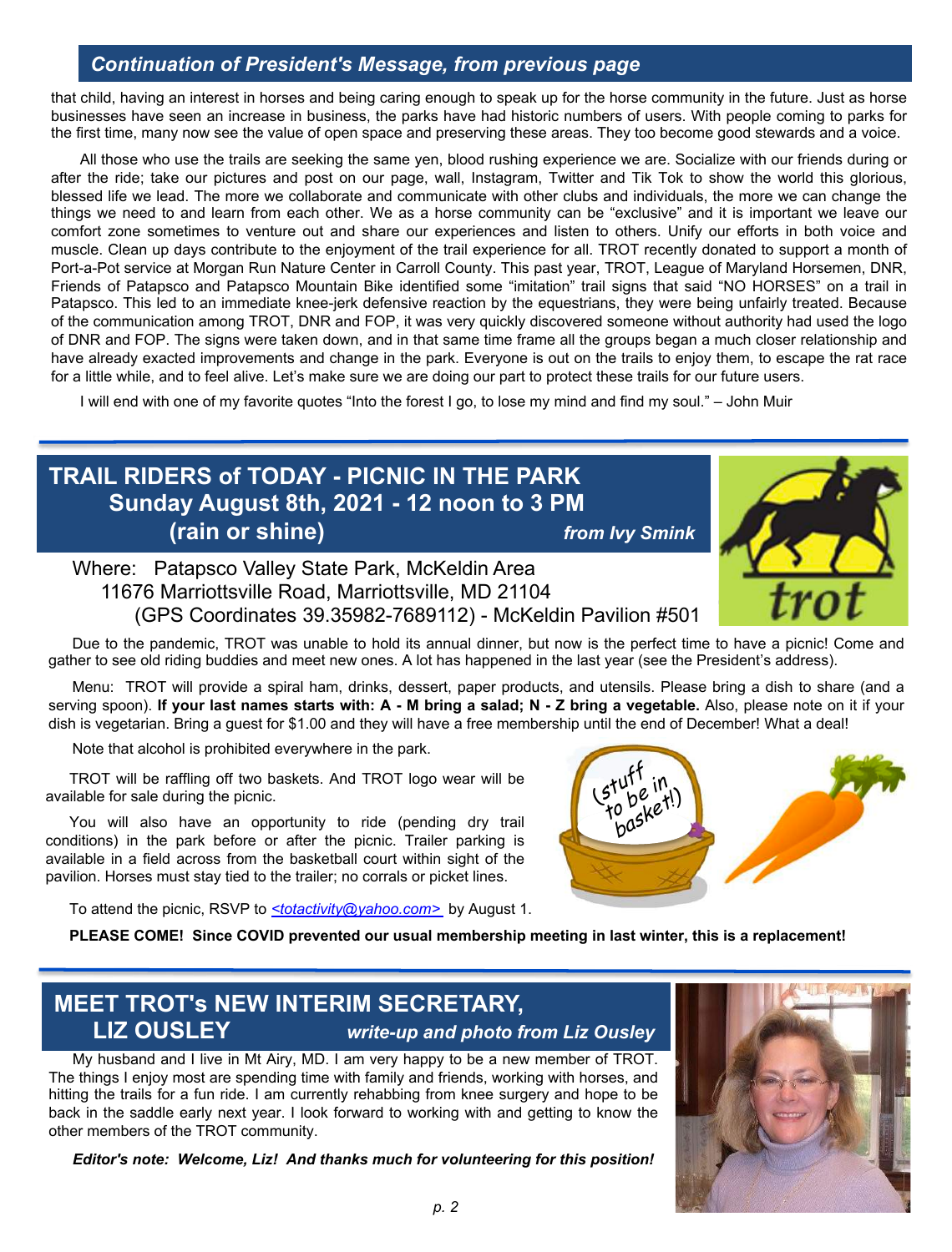## *Continuation of President's Message, from previous page*

that child, having an interest in horses and being caring enough to speak up for the horse community in the future. Just as horse businesses have seen an increase in business, the parks have had historic numbers of users. With people coming to parks for the first time, many now see the value of open space and preserving these areas. They too become good stewards and a voice.

All those who use the trails are seeking the same yen, blood rushing experience we are. Socialize with our friends during or after the ride; take our pictures and post on our page, wall, Instagram, Twitter and Tik Tok to show the world this glorious, blessed life we lead. The more we collaborate and communicate with other clubs and individuals, the more we can change the things we need to and learn from each other. We as a horse community can be "exclusive" and it is important we leave our comfort zone sometimes to venture out and share our experiences and listen to others. Unify our efforts in both voice and muscle. Clean up days contribute to the enjoyment of the trail experience for all. TROT recently donated to support a month of Port-a-Pot service at Morgan Run Nature Center in Carroll County. This past year, TROT, League of Maryland Horsemen, DNR, Friends of Patapsco and Patapsco Mountain Bike identified some "imitation" trail signs that said "NO HORSES" on a trail in Patapsco. This led to an immediate knee-jerk defensive reaction by the equestrians, they were being unfairly treated. Because of the communication among TROT, DNR and FOP, it was very quickly discovered someone without authority had used the logo of DNR and FOP. The signs were taken down, and in that same time frame all the groups began a much closer relationship and have already exacted improvements and change in the park. Everyone is out on the trails to enjoy them, to escape the rat race for a little while, and to feel alive. Let's make sure we are doing our part to protect these trails for our future users.

I will end with one of my favorite quotes "Into the forest I go, to lose my mind and find my soul." – John Muir

## TRAIL RIDERS of TODAY - PICNIC IN THE PARK
## Sunday August 8th, 2021 - 12 noon to 3 PM
## (rain or shine)

***from Ivy Smink***

Where: Patapsco Valley State Park, McKeldin Area
11676 Marriottsville Road, Marriottsville, MD 21104
(GPS Coordinates 39.35982-7689112) - McKeldin Pavilion #501

Due to the pandemic, TROT was unable to hold its annual dinner, but now is the perfect time to have a picnic! Come and gather to see old riding buddies and meet new ones. A lot has happened in the last year (see the President's address).

Menu: TROT will provide a spiral ham, drinks, dessert, paper products, and utensils. Please bring a dish to share (and a serving spoon). **If your last names starts with: A - M bring a salad; N - Z bring a vegetable.** Also, please note on it if your dish is vegetarian. Bring a guest for $1.00 and they will have a free membership until the end of December! What a deal!

Note that alcohol is prohibited everywhere in the park.

TROT will be raffling off two baskets. And TROT logo wear will be available for sale during the picnic.

You will also have an opportunity to ride (pending dry trail conditions) in the park before or after the picnic. Trailer parking is available in a field across from the basketball court within sight of the pavilion. Horses must stay tied to the trailer; no corrals or picket lines.

To attend the picnic, RSVP to <totactivity@yahoo.com> by August 1.

**PLEASE COME! Since COVID prevented our usual membership meeting in last winter, this is a replacement!**

## MEET TROT's NEW INTERIM SECRETARY, LIZ OUSLEY

***write-up and photo from Liz Ousley***

My husband and I live in Mt Airy, MD. I am very happy to be a new member of TROT. The things I enjoy most are spending time with family and friends, working with horses, and hitting the trails for a fun ride. I am currently rehabbing from knee surgery and hope to be back in the saddle early next year. I look forward to working with and getting to know the other members of the TROT community.

***Editor's note: Welcome, Liz! And thanks much for volunteering for this position!***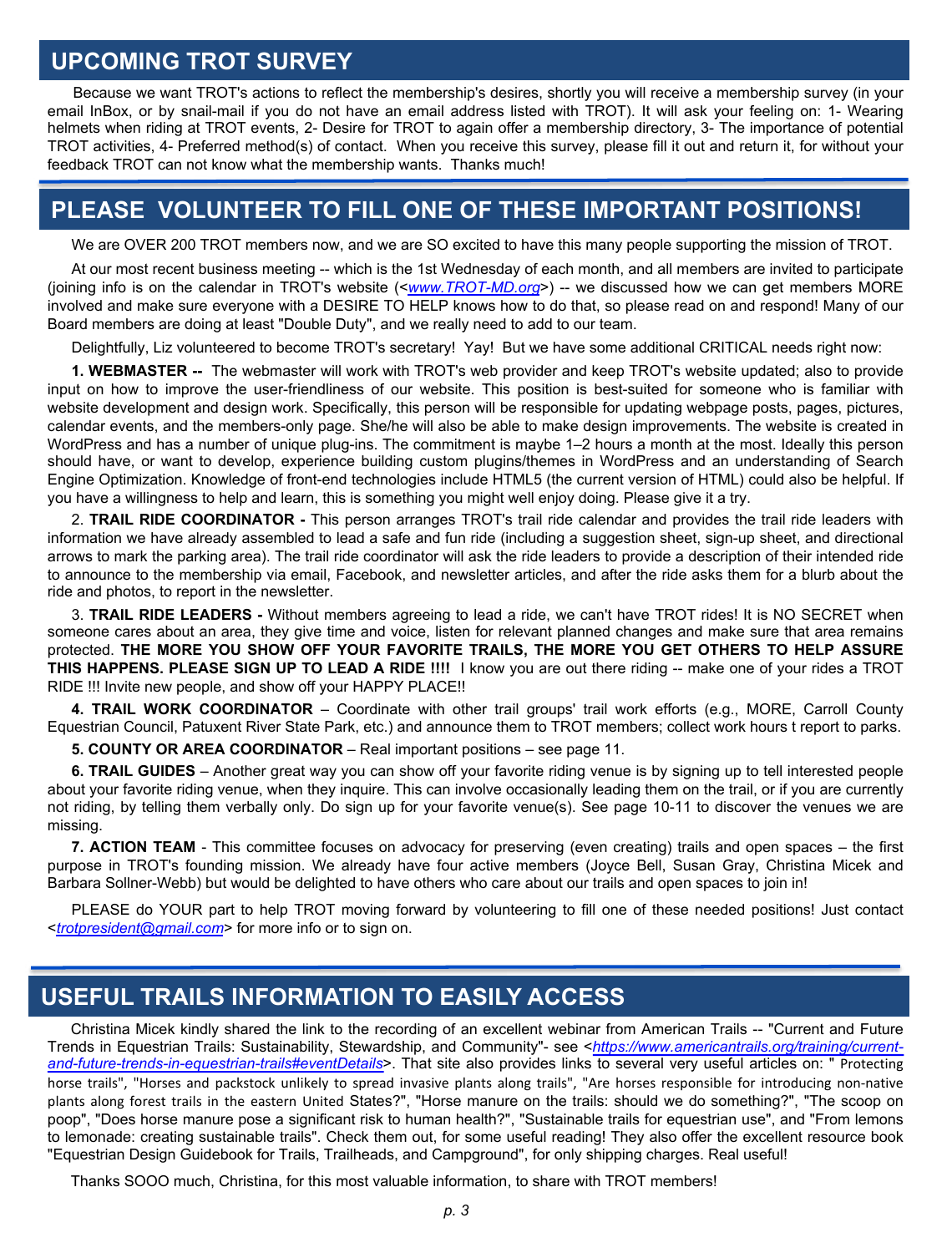## UPCOMING TROT SURVEY

Because we want TROT's actions to reflect the membership's desires, shortly you will receive a membership survey (in your email InBox, or by snail-mail if you do not have an email address listed with TROT). It will ask your feeling on: 1- Wearing helmets when riding at TROT events, 2- Desire for TROT to again offer a membership directory, 3- The importance of potential TROT activities, 4- Preferred method(s) of contact. When you receive this survey, please fill it out and return it, for without your feedback TROT can not know what the membership wants. Thanks much!

## PLEASE VOLUNTEER TO FILL ONE OF THESE IMPORTANT POSITIONS!

We are OVER 200 TROT members now, and we are SO excited to have this many people supporting the mission of TROT.

At our most recent business meeting -- which is the 1st Wednesday of each month, and all members are invited to participate (joining info is on the calendar in TROT's website (<*www.TROT-MD.org*>) -- we discussed how we can get members MORE involved and make sure everyone with a DESIRE TO HELP knows how to do that, so please read on and respond! Many of our Board members are doing at least "Double Duty", and we really need to add to our team.

Delightfully, Liz volunteered to become TROT's secretary! Yay! But we have some additional CRITICAL needs right now:

**1. WEBMASTER --** The webmaster will work with TROT's web provider and keep TROT's website updated; also to provide input on how to improve the user-friendliness of our website. This position is best-suited for someone who is familiar with website development and design work. Specifically, this person will be responsible for updating webpage posts, pages, pictures, calendar events, and the members-only page. She/he will also be able to make design improvements. The website is created in WordPress and has a number of unique plug-ins. The commitment is maybe 1–2 hours a month at the most. Ideally this person should have, or want to develop, experience building custom plugins/themes in WordPress and an understanding of Search Engine Optimization. Knowledge of front-end technologies include HTML5 (the current version of HTML) could also be helpful. If you have a willingness to help and learn, this is something you might well enjoy doing. Please give it a try.

2. **TRAIL RIDE COORDINATOR -** This person arranges TROT's trail ride calendar and provides the trail ride leaders with information we have already assembled to lead a safe and fun ride (including a suggestion sheet, sign-up sheet, and directional arrows to mark the parking area). The trail ride coordinator will ask the ride leaders to provide a description of their intended ride to announce to the membership via email, Facebook, and newsletter articles, and after the ride asks them for a blurb about the ride and photos, to report in the newsletter.

3. **TRAIL RIDE LEADERS -** Without members agreeing to lead a ride, we can't have TROT rides! It is NO SECRET when someone cares about an area, they give time and voice, listen for relevant planned changes and make sure that area remains protected. **THE MORE YOU SHOW OFF YOUR FAVORITE TRAILS, THE MORE YOU GET OTHERS TO HELP ASSURE THIS HAPPENS. PLEASE SIGN UP TO LEAD A RIDE !!!!** I know you are out there riding -- make one of your rides a TROT RIDE !!! Invite new people, and show off your HAPPY PLACE!!

**4. TRAIL WORK COORDINATOR** – Coordinate with other trail groups' trail work efforts (e.g., MORE, Carroll County Equestrian Council, Patuxent River State Park, etc.) and announce them to TROT members; collect work hours t report to parks.

**5. COUNTY OR AREA COORDINATOR** – Real important positions – see page 11.

**6. TRAIL GUIDES** – Another great way you can show off your favorite riding venue is by signing up to tell interested people about your favorite riding venue, when they inquire. This can involve occasionally leading them on the trail, or if you are currently not riding, by telling them verbally only. Do sign up for your favorite venue(s). See page 10-11 to discover the venues we are missing.

**7. ACTION TEAM** - This committee focuses on advocacy for preserving (even creating) trails and open spaces – the first purpose in TROT's founding mission. We already have four active members (Joyce Bell, Susan Gray, Christina Micek and Barbara Sollner-Webb) but would be delighted to have others who care about our trails and open spaces to join in!

PLEASE do YOUR part to help TROT moving forward by volunteering to fill one of these needed positions! Just contact <*trotpresident@gmail.com*> for more info or to sign on.

## USEFUL TRAILS INFORMATION TO EASILY ACCESS

Christina Micek kindly shared the link to the recording of an excellent webinar from American Trails -- "Current and Future Trends in Equestrian Trails: Sustainability, Stewardship, and Community"- see <*https://www.americantrails.org/training/current-and-future-trends-in-equestrian-trails#eventDetails*>. That site also provides links to several very useful articles on: " Protecting horse trails", "Horses and packstock unlikely to spread invasive plants along trails", "Are horses responsible for introducing non-native plants along forest trails in the eastern United States?", "Horse manure on the trails: should we do something?", "The scoop on poop", "Does horse manure pose a significant risk to human health?", "Sustainable trails for equestrian use", and "From lemons to lemonade: creating sustainable trails". Check them out, for some useful reading! They also offer the excellent resource book "Equestrian Design Guidebook for Trails, Trailheads, and Campground", for only shipping charges. Real useful!

Thanks SOOO much, Christina, for this most valuable information, to share with TROT members!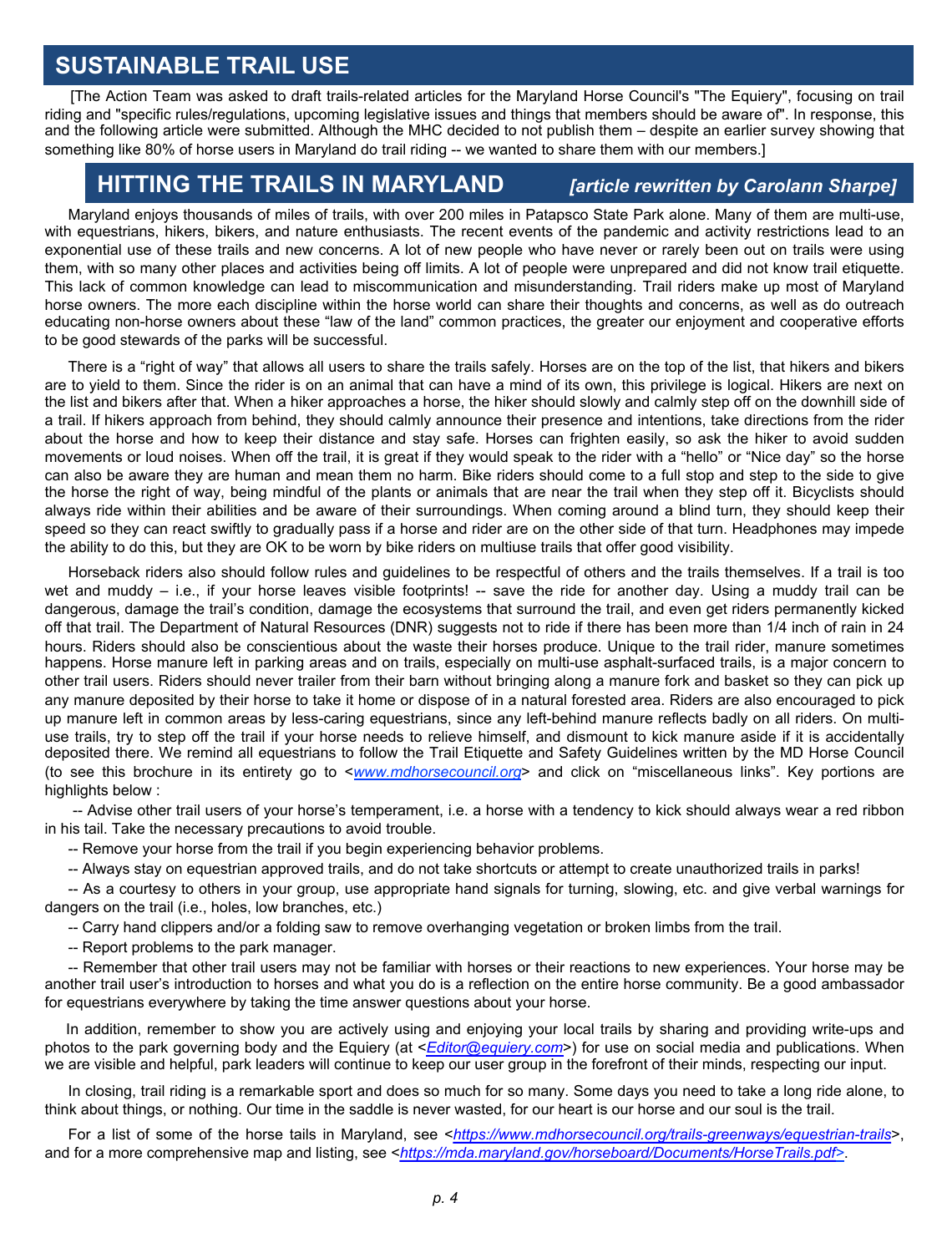# SUSTAINABLE TRAIL USE

[The Action Team was asked to draft trails-related articles for the Maryland Horse Council's "The Equiery", focusing on trail riding and "specific rules/regulations, upcoming legislative issues and things that members should be aware of". In response, this and the following article were submitted. Although the MHC decided to not publish them – despite an earlier survey showing that something like 80% of horse users in Maryland do trail riding -- we wanted to share them with our members.]

## HITTING THE TRAILS IN MARYLAND *[article rewritten by Carolann Sharpe]*

Maryland enjoys thousands of miles of trails, with over 200 miles in Patapsco State Park alone. Many of them are multi-use, with equestrians, hikers, bikers, and nature enthusiasts. The recent events of the pandemic and activity restrictions lead to an exponential use of these trails and new concerns. A lot of new people who have never or rarely been out on trails were using them, with so many other places and activities being off limits. A lot of people were unprepared and did not know trail etiquette. This lack of common knowledge can lead to miscommunication and misunderstanding. Trail riders make up most of Maryland horse owners. The more each discipline within the horse world can share their thoughts and concerns, as well as do outreach educating non-horse owners about these "law of the land" common practices, the greater our enjoyment and cooperative efforts to be good stewards of the parks will be successful.

There is a "right of way" that allows all users to share the trails safely. Horses are on the top of the list, that hikers and bikers are to yield to them. Since the rider is on an animal that can have a mind of its own, this privilege is logical. Hikers are next on the list and bikers after that. When a hiker approaches a horse, the hiker should slowly and calmly step off on the downhill side of a trail. If hikers approach from behind, they should calmly announce their presence and intentions, take directions from the rider about the horse and how to keep their distance and stay safe. Horses can frighten easily, so ask the hiker to avoid sudden movements or loud noises. When off the trail, it is great if they would speak to the rider with a "hello" or "Nice day" so the horse can also be aware they are human and mean them no harm. Bike riders should come to a full stop and step to the side to give the horse the right of way, being mindful of the plants or animals that are near the trail when they step off it. Bicyclists should always ride within their abilities and be aware of their surroundings. When coming around a blind turn, they should keep their speed so they can react swiftly to gradually pass if a horse and rider are on the other side of that turn. Headphones may impede the ability to do this, but they are OK to be worn by bike riders on multiuse trails that offer good visibility.

Horseback riders also should follow rules and guidelines to be respectful of others and the trails themselves. If a trail is too wet and muddy – i.e., if your horse leaves visible footprints! -- save the ride for another day. Using a muddy trail can be dangerous, damage the trail's condition, damage the ecosystems that surround the trail, and even get riders permanently kicked off that trail. The Department of Natural Resources (DNR) suggests not to ride if there has been more than 1/4 inch of rain in 24 hours. Riders should also be conscientious about the waste their horses produce. Unique to the trail rider, manure sometimes happens. Horse manure left in parking areas and on trails, especially on multi-use asphalt-surfaced trails, is a major concern to other trail users. Riders should never trailer from their barn without bringing along a manure fork and basket so they can pick up any manure deposited by their horse to take it home or dispose of in a natural forested area. Riders are also encouraged to pick up manure left in common areas by less-caring equestrians, since any left-behind manure reflects badly on all riders. On multi-use trails, try to step off the trail if your horse needs to relieve himself, and dismount to kick manure aside if it is accidentally deposited there. We remind all equestrians to follow the Trail Etiquette and Safety Guidelines written by the MD Horse Council (to see this brochure in its entirety go to <*www.mdhorsecouncil.org*> and click on "miscellaneous links". Key portions are highlights below :

-- Advise other trail users of your horse's temperament, i.e. a horse with a tendency to kick should always wear a red ribbon in his tail. Take the necessary precautions to avoid trouble.

-- Remove your horse from the trail if you begin experiencing behavior problems.

-- Always stay on equestrian approved trails, and do not take shortcuts or attempt to create unauthorized trails in parks!

-- As a courtesy to others in your group, use appropriate hand signals for turning, slowing, etc. and give verbal warnings for dangers on the trail (i.e., holes, low branches, etc.)

-- Carry hand clippers and/or a folding saw to remove overhanging vegetation or broken limbs from the trail.

-- Report problems to the park manager.

-- Remember that other trail users may not be familiar with horses or their reactions to new experiences. Your horse may be another trail user's introduction to horses and what you do is a reflection on the entire horse community. Be a good ambassador for equestrians everywhere by taking the time answer questions about your horse.

In addition, remember to show you are actively using and enjoying your local trails by sharing and providing write-ups and photos to the park governing body and the Equiery (at <*Editor@equiery.com*>) for use on social media and publications. When we are visible and helpful, park leaders will continue to keep our user group in the forefront of their minds, respecting our input.

In closing, trail riding is a remarkable sport and does so much for so many. Some days you need to take a long ride alone, to think about things, or nothing. Our time in the saddle is never wasted, for our heart is our horse and our soul is the trail.

For a list of some of the horse tails in Maryland, see <*https://www.mdhorsecouncil.org/trails-greenways/equestrian-trails*>, and for a more comprehensive map and listing, see <*https://mda.maryland.gov/horseboard/Documents/HorseTrails.pdf>*.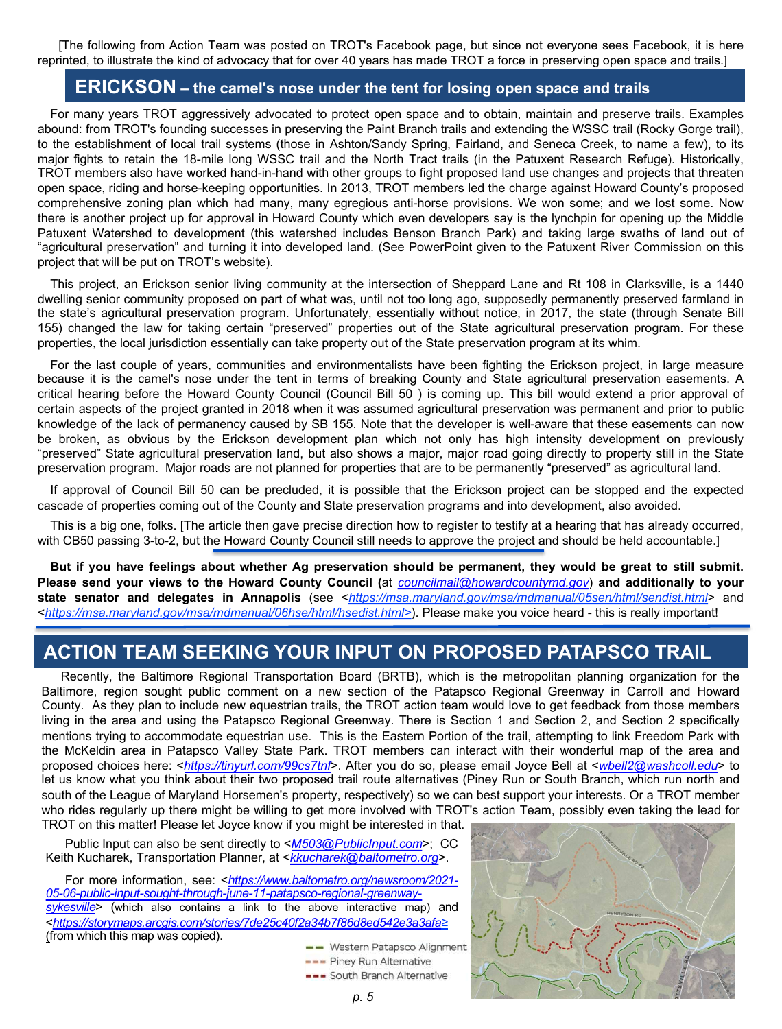[The following from Action Team was posted on TROT's Facebook page, but since not everyone sees Facebook, it is here reprinted, to illustrate the kind of advocacy that for over 40 years has made TROT a force in preserving open space and trails.]

## ERICKSON – the camel's nose under the tent for losing open space and trails

For many years TROT aggressively advocated to protect open space and to obtain, maintain and preserve trails. Examples abound: from TROT's founding successes in preserving the Paint Branch trails and extending the WSSC trail (Rocky Gorge trail), to the establishment of local trail systems (those in Ashton/Sandy Spring, Fairland, and Seneca Creek, to name a few), to its major fights to retain the 18-mile long WSSC trail and the North Tract trails (in the Patuxent Research Refuge). Historically, TROT members also have worked hand-in-hand with other groups to fight proposed land use changes and projects that threaten open space, riding and horse-keeping opportunities. In 2013, TROT members led the charge against Howard County's proposed comprehensive zoning plan which had many, many egregious anti-horse provisions. We won some; and we lost some. Now there is another project up for approval in Howard County which even developers say is the lynchpin for opening up the Middle Patuxent Watershed to development (this watershed includes Benson Branch Park) and taking large swaths of land out of "agricultural preservation" and turning it into developed land. (See PowerPoint given to the Patuxent River Commission on this project that will be put on TROT's website).

This project, an Erickson senior living community at the intersection of Sheppard Lane and Rt 108 in Clarksville, is a 1440 dwelling senior community proposed on part of what was, until not too long ago, supposedly permanently preserved farmland in the state's agricultural preservation program. Unfortunately, essentially without notice, in 2017, the state (through Senate Bill 155) changed the law for taking certain "preserved" properties out of the State agricultural preservation program. For these properties, the local jurisdiction essentially can take property out of the State preservation program at its whim.

For the last couple of years, communities and environmentalists have been fighting the Erickson project, in large measure because it is the camel's nose under the tent in terms of breaking County and State agricultural preservation easements. A critical hearing before the Howard County Council (Council Bill 50 ) is coming up. This bill would extend a prior approval of certain aspects of the project granted in 2018 when it was assumed agricultural preservation was permanent and prior to public knowledge of the lack of permanency caused by SB 155. Note that the developer is well-aware that these easements can now be broken, as obvious by the Erickson development plan which not only has high intensity development on previously "preserved" State agricultural preservation land, but also shows a major, major road going directly to property still in the State preservation program. Major roads are not planned for properties that are to be permanently "preserved" as agricultural land.

If approval of Council Bill 50 can be precluded, it is possible that the Erickson project can be stopped and the expected cascade of properties coming out of the County and State preservation programs and into development, also avoided.

This is a big one, folks. [The article then gave precise direction how to register to testify at a hearing that has already occurred, with CB50 passing 3-to-2, but the Howard County Council still needs to approve the project and should be held accountable.]

**But if you have feelings about whether Ag preservation should be permanent, they would be great to still submit. Please send your views to the Howard County Council (**at *councilmail@howardcountymd.gov*) **and additionally to your state senator and delegates in Annapolis** (see <*https://msa.maryland.gov/msa/mdmanual/05sen/html/sendist.html*> and <*https://msa.maryland.gov/msa/mdmanual/06hse/html/hsedist.html>*). Please make you voice heard - this is really important!

## ACTION TEAM SEEKING YOUR INPUT ON PROPOSED PATAPSCO TRAIL

Recently, the Baltimore Regional Transportation Board (BRTB), which is the metropolitan planning organization for the Baltimore, region sought public comment on a new section of the Patapsco Regional Greenway in Carroll and Howard County. As they plan to include new equestrian trails, the TROT action team would love to get feedback from those members living in the area and using the Patapsco Regional Greenway. There is Section 1 and Section 2, and Section 2 specifically mentions trying to accommodate equestrian use. This is the Eastern Portion of the trail, attempting to link Freedom Park with the McKeldin area in Patapsco Valley State Park. TROT members can interact with their wonderful map of the area and proposed choices here: <*https://tinyurl.com/99cs7tnf*>. After you do so, please email Joyce Bell at <*wbell2@washcoll.edu*> to let us know what you think about their two proposed trail route alternatives (Piney Run or South Branch, which run north and south of the League of Maryland Horsemen's property, respectively) so we can best support your interests. Or a TROT member who rides regularly up there might be willing to get more involved with TROT's action Team, possibly even taking the lead for TROT on this matter! Please let Joyce know if you might be interested in that.

Public Input can also be sent directly to <*M503@PublicInput.com*>; CC Keith Kucharek, Transportation Planner, at <*kkucharek@baltometro.org*>.

For more information, see: <*https://www.baltometro.org/newsroom/2021-05-06-public-input-sought-through-june-11-patapsco-regional-greenway-sykesville*> (which also contains a link to the above interactive map) and <*https://storymaps.arcgis.com/stories/7de25c40f2a34b7f86d8ed542e3a3afa*> (from which this map was copied).

Western Patapsco Alignment
Piney Run Alternative
South Branch Alternative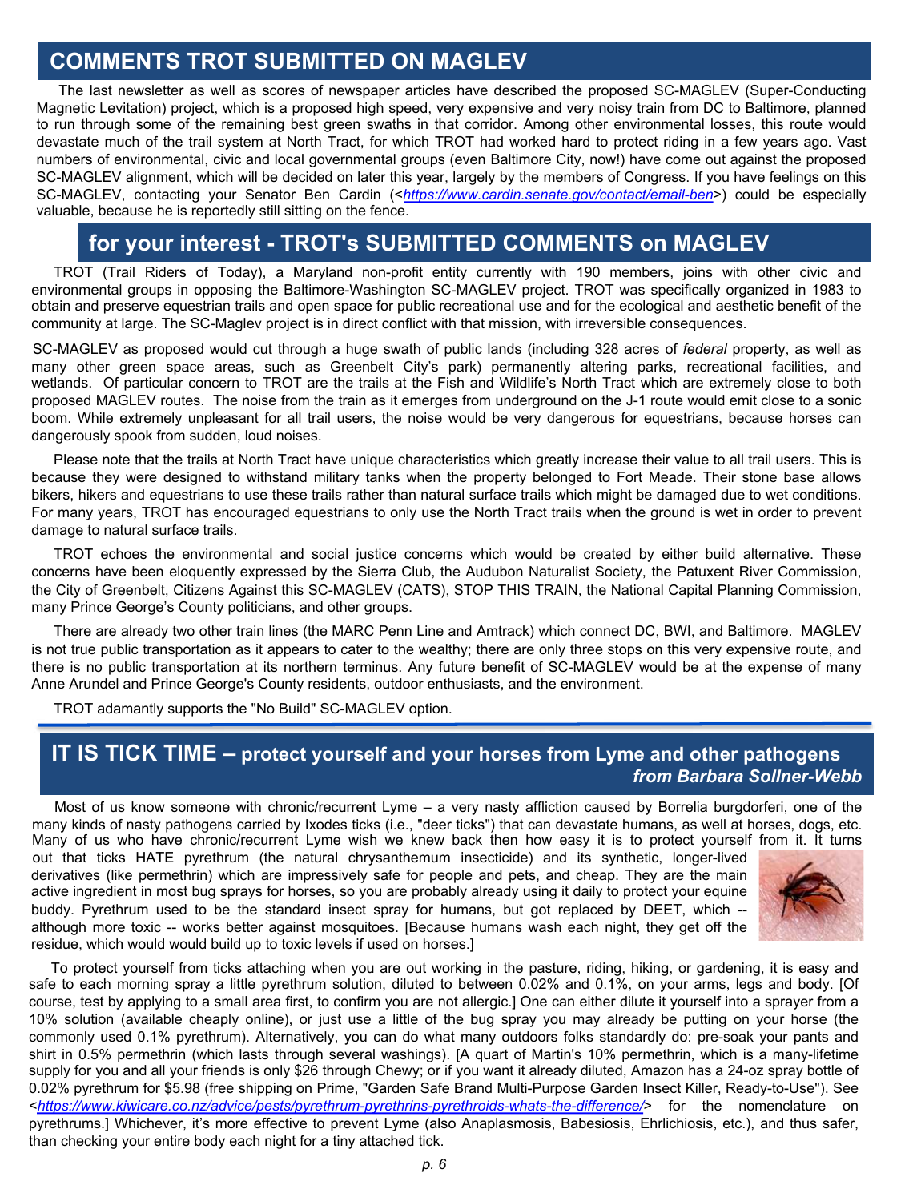## COMMENTS TROT SUBMITTED ON MAGLEV

The last newsletter as well as scores of newspaper articles have described the proposed SC-MAGLEV (Super-Conducting Magnetic Levitation) project, which is a proposed high speed, very expensive and very noisy train from DC to Baltimore, planned to run through some of the remaining best green swaths in that corridor. Among other environmental losses, this route would devastate much of the trail system at North Tract, for which TROT had worked hard to protect riding in a few years ago. Vast numbers of environmental, civic and local governmental groups (even Baltimore City, now!) have come out against the proposed SC-MAGLEV alignment, which will be decided on later this year, largely by the members of Congress. If you have feelings on this SC-MAGLEV, contacting your Senator Ben Cardin (<*https://www.cardin.senate.gov/contact/email-ben*>) could be especially valuable, because he is reportedly still sitting on the fence.

## for your interest - TROT's SUBMITTED COMMENTS on MAGLEV

TROT (Trail Riders of Today), a Maryland non-profit entity currently with 190 members, joins with other civic and environmental groups in opposing the Baltimore-Washington SC-MAGLEV project. TROT was specifically organized in 1983 to obtain and preserve equestrian trails and open space for public recreational use and for the ecological and aesthetic benefit of the community at large. The SC-Maglev project is in direct conflict with that mission, with irreversible consequences.

SC-MAGLEV as proposed would cut through a huge swath of public lands (including 328 acres of *federal* property, as well as many other green space areas, such as Greenbelt City's park) permanently altering parks, recreational facilities, and wetlands. Of particular concern to TROT are the trails at the Fish and Wildlife's North Tract which are extremely close to both proposed MAGLEV routes. The noise from the train as it emerges from underground on the J-1 route would emit close to a sonic boom. While extremely unpleasant for all trail users, the noise would be very dangerous for equestrians, because horses can dangerously spook from sudden, loud noises.

Please note that the trails at North Tract have unique characteristics which greatly increase their value to all trail users. This is because they were designed to withstand military tanks when the property belonged to Fort Meade. Their stone base allows bikers, hikers and equestrians to use these trails rather than natural surface trails which might be damaged due to wet conditions. For many years, TROT has encouraged equestrians to only use the North Tract trails when the ground is wet in order to prevent damage to natural surface trails.

TROT echoes the environmental and social justice concerns which would be created by either build alternative. These concerns have been eloquently expressed by the Sierra Club, the Audubon Naturalist Society, the Patuxent River Commission, the City of Greenbelt, Citizens Against this SC-MAGLEV (CATS), STOP THIS TRAIN, the National Capital Planning Commission, many Prince George's County politicians, and other groups.

There are already two other train lines (the MARC Penn Line and Amtrack) which connect DC, BWI, and Baltimore. MAGLEV is not true public transportation as it appears to cater to the wealthy; there are only three stops on this very expensive route, and there is no public transportation at its northern terminus. Any future benefit of SC-MAGLEV would be at the expense of many Anne Arundel and Prince George's County residents, outdoor enthusiasts, and the environment.

TROT adamantly supports the "No Build" SC-MAGLEV option.

## IT IS TICK TIME – protect yourself and your horses from Lyme and other pathogens

***from Barbara Sollner-Webb***

Most of us know someone with chronic/recurrent Lyme – a very nasty affliction caused by Borrelia burgdorferi, one of the many kinds of nasty pathogens carried by Ixodes ticks (i.e., "deer ticks") that can devastate humans, as well at horses, dogs, etc. Many of us who have chronic/recurrent Lyme wish we knew back then how easy it is to protect yourself from it. It turns out that ticks HATE pyrethrum (the natural chrysanthemum insecticide) and its synthetic, longer-lived derivatives (like permethrin) which are impressively safe for people and pets, and cheap. They are the main active ingredient in most bug sprays for horses, so you are probably already using it daily to protect your equine buddy. Pyrethrum used to be the standard insect spray for humans, but got replaced by DEET, which -- although more toxic -- works better against mosquitoes. [Because humans wash each night, they get off the residue, which would would build up to toxic levels if used on horses.]

To protect yourself from ticks attaching when you are out working in the pasture, riding, hiking, or gardening, it is easy and safe to each morning spray a little pyrethrum solution, diluted to between 0.02% and 0.1%, on your arms, legs and body. [Of course, test by applying to a small area first, to confirm you are not allergic.] One can either dilute it yourself into a sprayer from a 10% solution (available cheaply online), or just use a little of the bug spray you may already be putting on your horse (the commonly used 0.1% pyrethrum). Alternatively, you can do what many outdoors folks standardly do: pre-soak your pants and shirt in 0.5% permethrin (which lasts through several washings). [A quart of Martin's 10% permethrin, which is a many-lifetime supply for you and all your friends is only $26 through Chewy; or if you want it already diluted, Amazon has a 24-oz spray bottle of 0.02% pyrethrum for $5.98 (free shipping on Prime, "Garden Safe Brand Multi-Purpose Garden Insect Killer, Ready-to-Use"). See <*https://www.kiwicare.co.nz/advice/pests/pyrethrum-pyrethrins-pyrethroids-whats-the-difference/*> for the nomenclature on pyrethrums.] Whichever, it's more effective to prevent Lyme (also Anaplasmosis, Babesiosis, Ehrlichiosis, etc.), and thus safer, than checking your entire body each night for a tiny attached tick.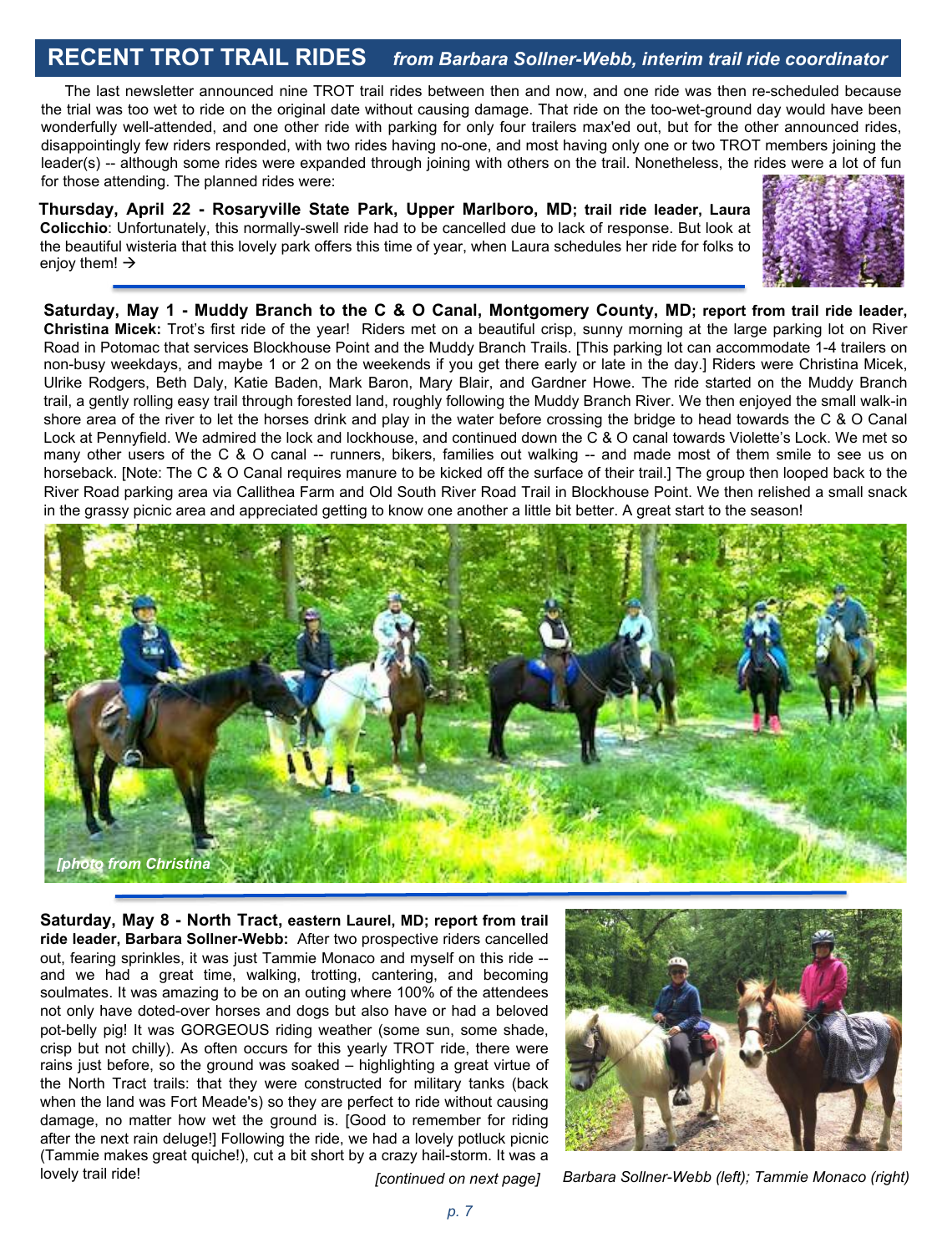## RECENT TROT TRAIL RIDES *from Barbara Sollner-Webb, interim trail ride coordinator*

The last newsletter announced nine TROT trail rides between then and now, and one ride was then re-scheduled because the trial was too wet to ride on the original date without causing damage. That ride on the too-wet-ground day would have been wonderfully well-attended, and one other ride with parking for only four trailers max'ed out, but for the other announced rides, disappointingly few riders responded, with two rides having no-one, and most having only one or two TROT members joining the leader(s) -- although some rides were expanded through joining with others on the trail. Nonetheless, the rides were a lot of fun for those attending. The planned rides were:

**Thursday, April 22 - Rosaryville State Park, Upper Marlboro, MD; trail ride leader, Laura Colicchio**: Unfortunately, this normally-swell ride had to be cancelled due to lack of response. But look at the beautiful wisteria that this lovely park offers this time of year, when Laura schedules her ride for folks to enjoy them! →

**Saturday, May 1 - Muddy Branch to the C & O Canal, Montgomery County, MD; report from trail ride leader, Christina Micek:** Trot's first ride of the year! Riders met on a beautiful crisp, sunny morning at the large parking lot on River Road in Potomac that services Blockhouse Point and the Muddy Branch Trails. [This parking lot can accommodate 1-4 trailers on non-busy weekdays, and maybe 1 or 2 on the weekends if you get there early or late in the day.] Riders were Christina Micek, Ulrike Rodgers, Beth Daly, Katie Baden, Mark Baron, Mary Blair, and Gardner Howe. The ride started on the Muddy Branch trail, a gently rolling easy trail through forested land, roughly following the Muddy Branch River. We then enjoyed the small walk-in shore area of the river to let the horses drink and play in the water before crossing the bridge to head towards the C & O Canal Lock at Pennyfield. We admired the lock and lockhouse, and continued down the C & O canal towards Violette's Lock. We met so many other users of the C & O canal -- runners, bikers, families out walking -- and made most of them smile to see us on horseback. [Note: The C & O Canal requires manure to be kicked off the surface of their trail.] The group then looped back to the River Road parking area via Callithea Farm and Old South River Road Trail in Blockhouse Point. We then relished a small snack in the grassy picnic area and appreciated getting to know one another a little bit better. A great start to the season!

*[photo from Christina*

**Saturday, May 8 - North Tract, eastern Laurel, MD; report from trail ride leader, Barbara Sollner-Webb:** After two prospective riders cancelled out, fearing sprinkles, it was just Tammie Monaco and myself on this ride -- and we had a great time, walking, trotting, cantering, and becoming soulmates. It was amazing to be on an outing where 100% of the attendees not only have doted-over horses and dogs but also have or had a beloved pot-belly pig! It was GORGEOUS riding weather (some sun, some shade, crisp but not chilly). As often occurs for this yearly TROT ride, there were rains just before, so the ground was soaked – highlighting a great virtue of the North Tract trails: that they were constructed for military tanks (back when the land was Fort Meade's) so they are perfect to ride without causing damage, no matter how wet the ground is. [Good to remember for riding after the next rain deluge!] Following the ride, we had a lovely potluck picnic (Tammie makes great quiche!), cut a bit short by a crazy hail-storm. It was a lovely trail ride!

*[continued on next page]*

*Barbara Sollner-Webb (left); Tammie Monaco (right)*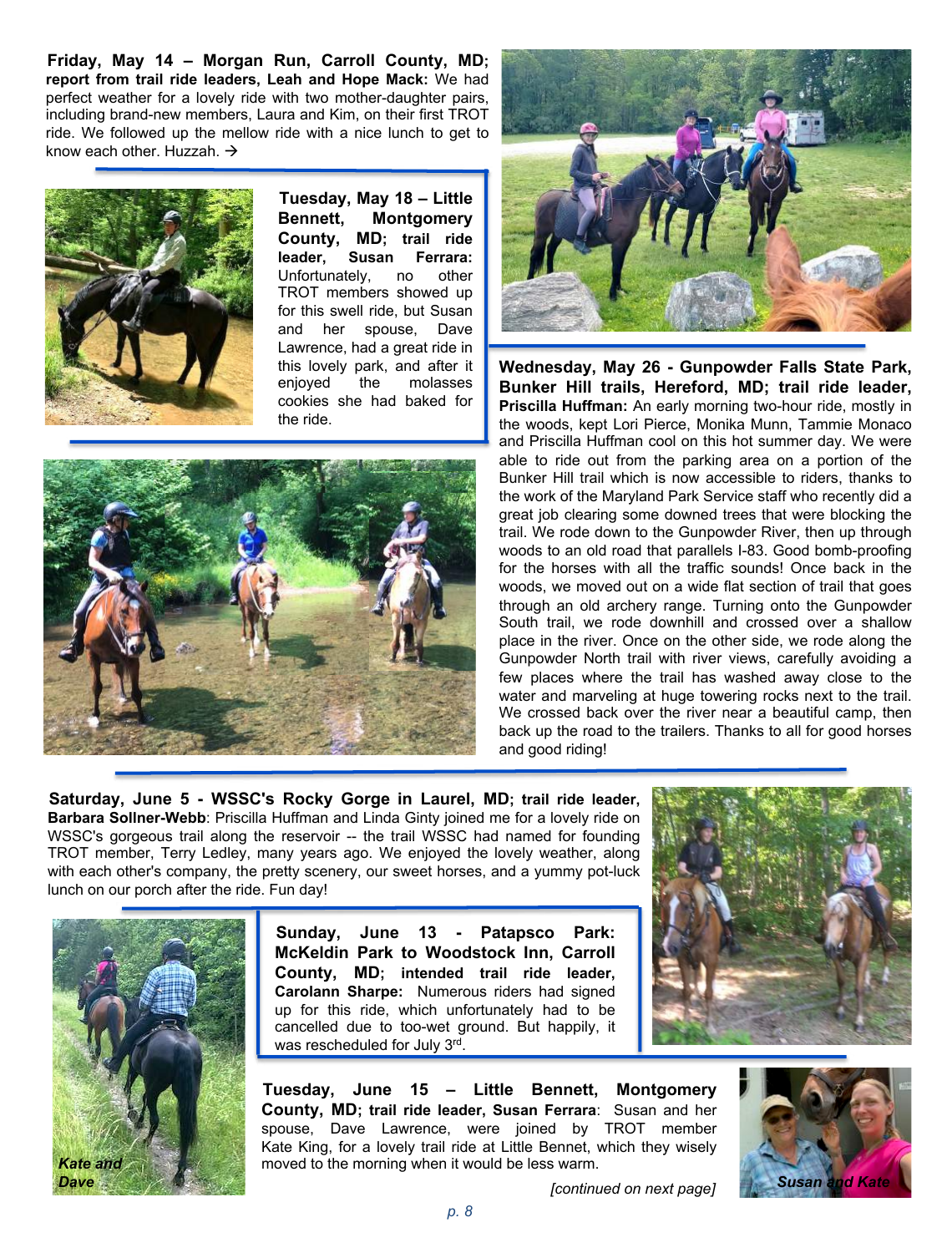**Friday, May 14 – Morgan Run, Carroll County, MD; report from trail ride leaders, Leah and Hope Mack:** We had perfect weather for a lovely ride with two mother-daughter pairs, including brand-new members, Laura and Kim, on their first TROT ride. We followed up the mellow ride with a nice lunch to get to know each other. Huzzah. →

**Tuesday, May 18 – Little Bennett, Montgomery County, MD; trail ride leader, Susan Ferrara:** Unfortunately, no other TROT members showed up for this swell ride, but Susan and her spouse, Dave Lawrence, had a great ride in this lovely park, and after it enjoyed the molasses cookies she had baked for the ride.

**Wednesday, May 26 - Gunpowder Falls State Park, Bunker Hill trails, Hereford, MD; trail ride leader, Priscilla Huffman:** An early morning two-hour ride, mostly in the woods, kept Lori Pierce, Monika Munn, Tammie Monaco and Priscilla Huffman cool on this hot summer day. We were able to ride out from the parking area on a portion of the Bunker Hill trail which is now accessible to riders, thanks to the work of the Maryland Park Service staff who recently did a great job clearing some downed trees that were blocking the trail. We rode down to the Gunpowder River, then up through woods to an old road that parallels I-83. Good bomb-proofing for the horses with all the traffic sounds! Once back in the woods, we moved out on a wide flat section of trail that goes through an old archery range. Turning onto the Gunpowder South trail, we rode downhill and crossed over a shallow place in the river. Once on the other side, we rode along the Gunpowder North trail with river views, carefully avoiding a few places where the trail has washed away close to the water and marveling at huge towering rocks next to the trail. We crossed back over the river near a beautiful camp, then back up the road to the trailers. Thanks to all for good horses and good riding!

**Saturday, June 5 - WSSC's Rocky Gorge in Laurel, MD; trail ride leader, Barbara Sollner-Webb**: Priscilla Huffman and Linda Ginty joined me for a lovely ride on WSSC's gorgeous trail along the reservoir -- the trail WSSC had named for founding TROT member, Terry Ledley, many years ago. We enjoyed the lovely weather, along with each other's company, the pretty scenery, our sweet horses, and a yummy pot-luck lunch on our porch after the ride. Fun day!

**Sunday, June 13 - Patapsco Park: McKeldin Park to Woodstock Inn, Carroll County, MD; intended trail ride leader, Carolann Sharpe:** Numerous riders had signed up for this ride, which unfortunately had to be cancelled due to too-wet ground. But happily, it was rescheduled for July 3rd.

*Kate and Dave*

**Tuesday, June 15 – Little Bennett, Montgomery County, MD; trail ride leader, Susan Ferrara**: Susan and her spouse, Dave Lawrence, were joined by TROT member Kate King, for a lovely trail ride at Little Bennet, which they wisely moved to the morning when it would be less warm.

*Susan and Kate*

*[continued on next page]*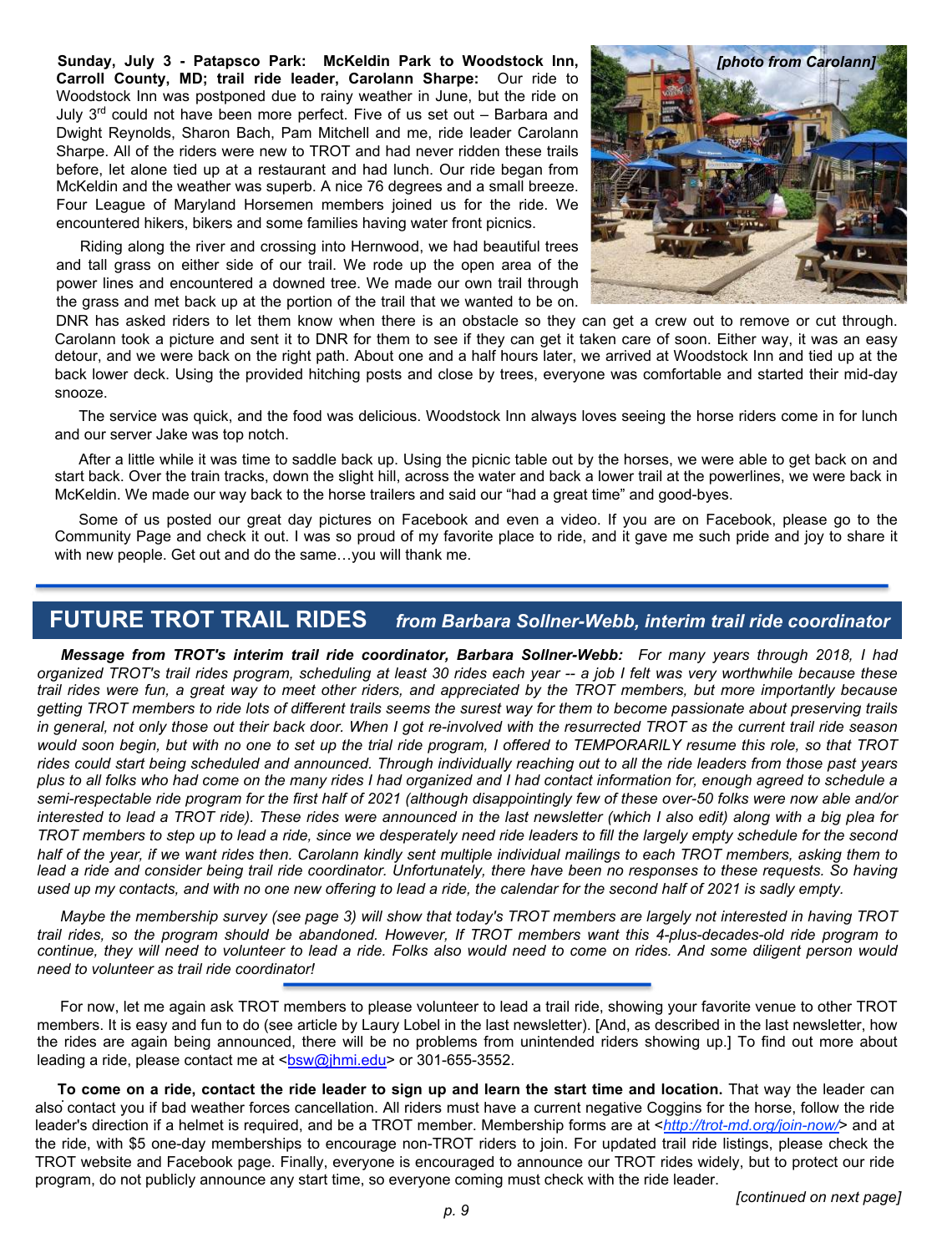**Sunday, July 3 - Patapsco Park: McKeldin Park to Woodstock Inn, Carroll County, MD; trail ride leader, Carolann Sharpe:** Our ride to Woodstock Inn was postponed due to rainy weather in June, but the ride on July 3rd could not have been more perfect. Five of us set out – Barbara and Dwight Reynolds, Sharon Bach, Pam Mitchell and me, ride leader Carolann Sharpe. All of the riders were new to TROT and had never ridden these trails before, let alone tied up at a restaurant and had lunch. Our ride began from McKeldin and the weather was superb. A nice 76 degrees and a small breeze. Four League of Maryland Horsemen members joined us for the ride. We encountered hikers, bikers and some families having water front picnics.

*[photo from Carolann]*

Riding along the river and crossing into Hernwood, we had beautiful trees and tall grass on either side of our trail. We rode up the open area of the power lines and encountered a downed tree. We made our own trail through the grass and met back up at the portion of the trail that we wanted to be on. DNR has asked riders to let them know when there is an obstacle so they can get a crew out to remove or cut through. Carolann took a picture and sent it to DNR for them to see if they can get it taken care of soon. Either way, it was an easy detour, and we were back on the right path. About one and a half hours later, we arrived at Woodstock Inn and tied up at the back lower deck. Using the provided hitching posts and close by trees, everyone was comfortable and started their mid-day snooze.

The service was quick, and the food was delicious. Woodstock Inn always loves seeing the horse riders come in for lunch and our server Jake was top notch.

After a little while it was time to saddle back up. Using the picnic table out by the horses, we were able to get back on and start back. Over the train tracks, down the slight hill, across the water and back a lower trail at the powerlines, we were back in McKeldin. We made our way back to the horse trailers and said our "had a great time" and good-byes.

Some of us posted our great day pictures on Facebook and even a video. If you are on Facebook, please go to the Community Page and check it out. I was so proud of my favorite place to ride, and it gave me such pride and joy to share it with new people. Get out and do the same…you will thank me.

## FUTURE TROT TRAIL RIDES *from Barbara Sollner-Webb, interim trail ride coordinator*

***Message from TROT's interim trail ride coordinator, Barbara Sollner-Webb:*** *For many years through 2018, I had organized TROT's trail rides program, scheduling at least 30 rides each year -- a job I felt was very worthwhile because these trail rides were fun, a great way to meet other riders, and appreciated by the TROT members, but more importantly because getting TROT members to ride lots of different trails seems the surest way for them to become passionate about preserving trails in general, not only those out their back door. When I got re-involved with the resurrected TROT as the current trail ride season would soon begin, but with no one to set up the trial ride program, I offered to TEMPORARILY resume this role, so that TROT rides could start being scheduled and announced. Through individually reaching out to all the ride leaders from those past years plus to all folks who had come on the many rides I had organized and I had contact information for, enough agreed to schedule a semi-respectable ride program for the first half of 2021 (although disappointingly few of these over-50 folks were now able and/or interested to lead a TROT ride). These rides were announced in the last newsletter (which I also edit) along with a big plea for TROT members to step up to lead a ride, since we desperately need ride leaders to fill the largely empty schedule for the second half of the year, if we want rides then. Carolann kindly sent multiple individual mailings to each TROT members, asking them to lead a ride and consider being trail ride coordinator. Unfortunately, there have been no responses to these requests. So having used up my contacts, and with no one new offering to lead a ride, the calendar for the second half of 2021 is sadly empty.*

*Maybe the membership survey (see page 3) will show that today's TROT members are largely not interested in having TROT trail rides, so the program should be abandoned. However, If TROT members want this 4-plus-decades-old ride program to continue, they will need to volunteer to lead a ride. Folks also would need to come on rides. And some diligent person would need to volunteer as trail ride coordinator!*

For now, let me again ask TROT members to please volunteer to lead a trail ride, showing your favorite venue to other TROT members. It is easy and fun to do (see article by Laury Lobel in the last newsletter). [And, as described in the last newsletter, how the rides are again being announced, there will be no problems from unintended riders showing up.] To find out more about leading a ride, please contact me at <bsw@jhmi.edu> or 301-655-3552.

**To come on a ride, contact the ride leader to sign up and learn the start time and location.** That way the leader can also contact you if bad weather forces cancellation. All riders must have a current negative Coggins for the horse, follow the ride leader's direction if a helmet is required, and be a TROT member. Membership forms are at <*http://trot-md.org/join-now/*> and at the ride, with $5 one-day memberships to encourage non-TROT riders to join. For updated trail ride listings, please check the TROT website and Facebook page. Finally, everyone is encouraged to announce our TROT rides widely, but to protect our ride program, do not publicly announce any start time, so everyone coming must check with the ride leader.

*[continued on next page]*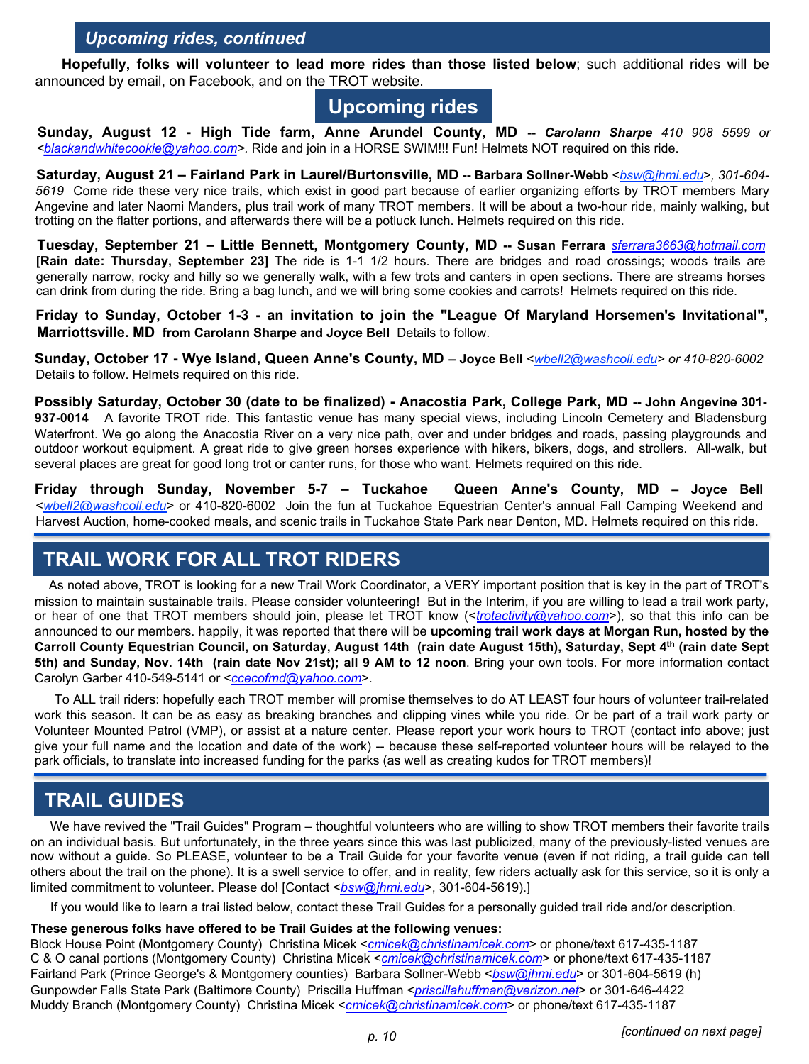## Upcoming rides, continued

**Hopefully, folks will volunteer to lead more rides than those listed below**; such additional rides will be announced by email, on Facebook, and on the TROT website.

## Upcoming rides

**Sunday, August 12 - High Tide farm, Anne Arundel County, MD --** ***Carolann Sharpe*** *410 908 5599 or* <*blackandwhitecookie@yahoo.com*>. Ride and join in a HORSE SWIM!!! Fun! Helmets NOT required on this ride.

**Saturday, August 21 – Fairland Park in Laurel/Burtonsville, MD -- Barbara Sollner-Webb** <*bsw@jhmi.edu*>*, 301-604-5619* Come ride these very nice trails, which exist in good part because of earlier organizing efforts by TROT members Mary Angevine and later Naomi Manders, plus trail work of many TROT members. It will be about a two-hour ride, mainly walking, but trotting on the flatter portions, and afterwards there will be a potluck lunch. Helmets required on this ride.

**Tuesday, September 21 – Little Bennett, Montgomery County, MD -- Susan Ferrara** *sferrara3663@hotmail.com* **[Rain date: Thursday, September 23]** The ride is 1-1 1/2 hours. There are bridges and road crossings; woods trails are generally narrow, rocky and hilly so we generally walk, with a few trots and canters in open sections. There are streams horses can drink from during the ride. Bring a bag lunch, and we will bring some cookies and carrots! Helmets required on this ride.

**Friday to Sunday, October 1-3 - an invitation to join the "League Of Maryland Horsemen's Invitational", Marriottsville. MD from Carolann Sharpe and Joyce Bell** Details to follow.

**Sunday, October 17 - Wye Island, Queen Anne's County, MD – Joyce Bell** <*wbell2@washcoll.edu*> *or 410-820-6002* Details to follow. Helmets required on this ride.

**Possibly Saturday, October 30 (date to be finalized) - Anacostia Park, College Park, MD -- John Angevine 301-937-0014** A favorite TROT ride. This fantastic venue has many special views, including Lincoln Cemetery and Bladensburg Waterfront. We go along the Anacostia River on a very nice path, over and under bridges and roads, passing playgrounds and outdoor workout equipment. A great ride to give green horses experience with hikers, bikers, dogs, and strollers. All-walk, but several places are great for good long trot or canter runs, for those who want. Helmets required on this ride.

**Friday through Sunday, November 5-7 – Tuckahoe Queen Anne's County, MD – Joyce Bell** <*wbell2@washcoll.edu*> or 410-820-6002 Join the fun at Tuckahoe Equestrian Center's annual Fall Camping Weekend and Harvest Auction, home-cooked meals, and scenic trails in Tuckahoe State Park near Denton, MD. Helmets required on this ride.

## TRAIL WORK FOR ALL TROT RIDERS

As noted above, TROT is looking for a new Trail Work Coordinator, a VERY important position that is key in the part of TROT's mission to maintain sustainable trails. Please consider volunteering! But in the Interim, if you are willing to lead a trail work party, or hear of one that TROT members should join, please let TROT know (<*trotactivity@yahoo.com*>), so that this info can be announced to our members. happily, it was reported that there will be **upcoming trail work days at Morgan Run, hosted by the Carroll County Equestrian Council, on Saturday, August 14th (rain date August 15th), Saturday, Sept 4th (rain date Sept 5th) and Sunday, Nov. 14th (rain date Nov 21st); all 9 AM to 12 noon**. Bring your own tools. For more information contact Carolyn Garber 410-549-5141 or <*ccecofmd@yahoo.com*>.

To ALL trail riders: hopefully each TROT member will promise themselves to do AT LEAST four hours of volunteer trail-related work this season. It can be as easy as breaking branches and clipping vines while you ride. Or be part of a trail work party or Volunteer Mounted Patrol (VMP), or assist at a nature center. Please report your work hours to TROT (contact info above; just give your full name and the location and date of the work) -- because these self-reported volunteer hours will be relayed to the park officials, to translate into increased funding for the parks (as well as creating kudos for TROT members)!

## TRAIL GUIDES

We have revived the "Trail Guides" Program – thoughtful volunteers who are willing to show TROT members their favorite trails on an individual basis. But unfortunately, in the three years since this was last publicized, many of the previously-listed venues are now without a guide. So PLEASE, volunteer to be a Trail Guide for your favorite venue (even if not riding, a trail guide can tell others about the trail on the phone). It is a swell service to offer, and in reality, few riders actually ask for this service, so it is only a limited commitment to volunteer. Please do! [Contact <*bsw@jhmi.edu*>, 301-604-5619).]

If you would like to learn a trai listed below, contact these Trail Guides for a personally guided trail ride and/or description.

**These generous folks have offered to be Trail Guides at the following venues:**

Block House Point (Montgomery County) Christina Micek <*cmicek@christinamicek.com*> or phone/text 617-435-1187
C & O canal portions (Montgomery County) Christina Micek <*cmicek@christinamicek.com*> or phone/text 617-435-1187
Fairland Park (Prince George's & Montgomery counties) Barbara Sollner-Webb <*bsw@jhmi.edu*> or 301-604-5619 (h)
Gunpowder Falls State Park (Baltimore County) Priscilla Huffman <*priscillahuffman@verizon.net*> or 301-646-4422
Muddy Branch (Montgomery County) Christina Micek <*cmicek@christinamicek.com*> or phone/text 617-435-1187

*[continued on next page]*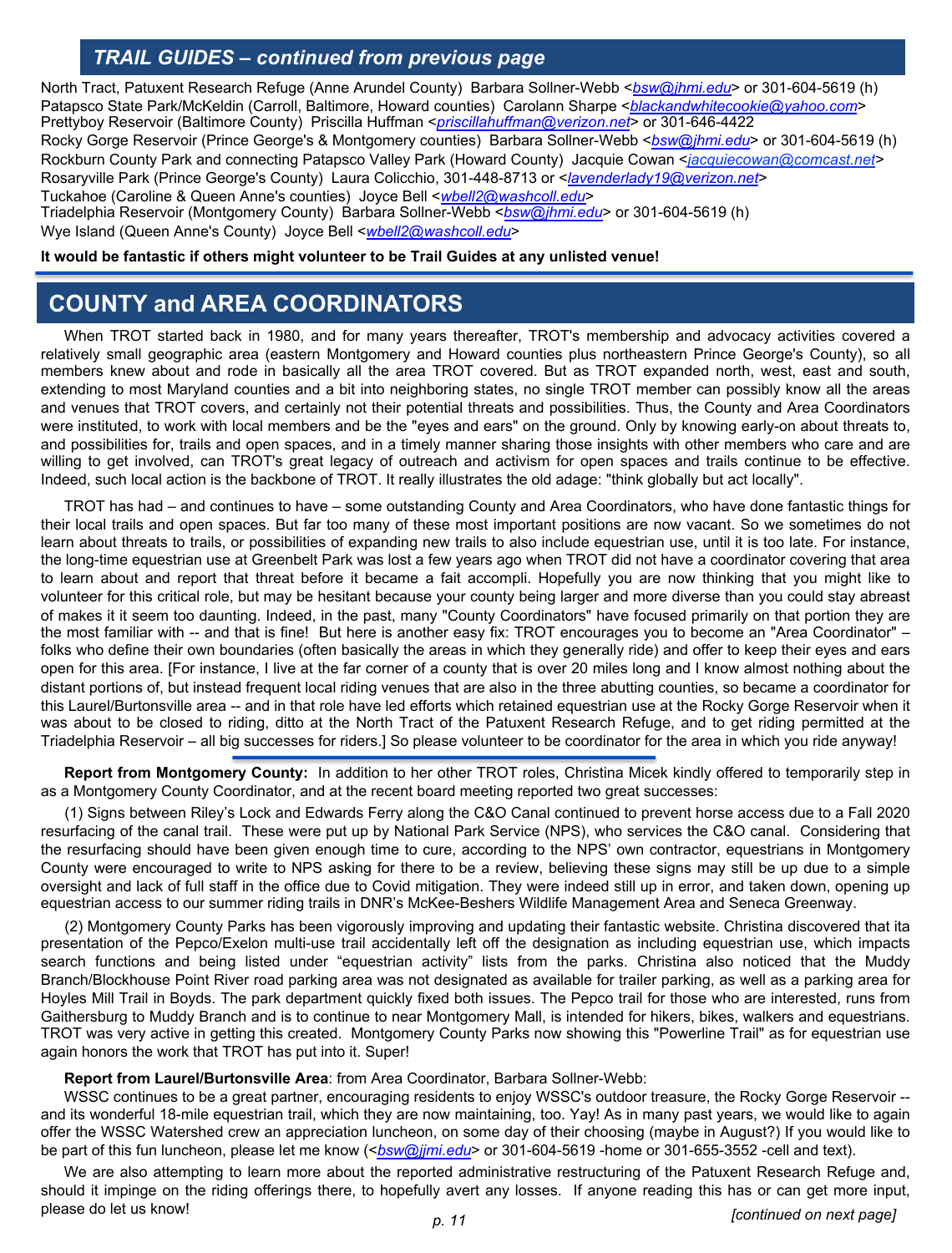## *TRAIL GUIDES – continued from previous page*

North Tract, Patuxent Research Refuge (Anne Arundel County) Barbara Sollner-Webb <*bsw@jhmi.edu*> or 301-604-5619 (h)
Patapsco State Park/McKeldin (Carroll, Baltimore, Howard counties) Carolann Sharpe <*blackandwhitecookie@yahoo.com*>
Prettyboy Reservoir (Baltimore County) Priscilla Huffman <*priscillahuffman@verizon.net*> or 301-646-4422
Rocky Gorge Reservoir (Prince George's & Montgomery counties) Barbara Sollner-Webb <*bsw@jhmi.edu*> or 301-604-5619 (h)
Rockburn County Park and connecting Patapsco Valley Park (Howard County) Jacquie Cowan <*jacquiecowan@comcast.net*>
Rosaryville Park (Prince George's County) Laura Colicchio, 301-448-8713 or <*lavenderlady19@verizon.net*>
Tuckahoe (Caroline & Queen Anne's counties) Joyce Bell <*wbell2@washcoll.edu*>
Triadelphia Reservoir (Montgomery County) Barbara Sollner-Webb <*bsw@jhmi.edu*> or 301-604-5619 (h)
Wye Island (Queen Anne's County) Joyce Bell <*wbell2@washcoll.edu*>

**It would be fantastic if others might volunteer to be Trail Guides at any unlisted venue!**

## COUNTY and AREA COORDINATORS

When TROT started back in 1980, and for many years thereafter, TROT's membership and advocacy activities covered a relatively small geographic area (eastern Montgomery and Howard counties plus northeastern Prince George's County), so all members knew about and rode in basically all the area TROT covered. But as TROT expanded north, west, east and south, extending to most Maryland counties and a bit into neighboring states, no single TROT member can possibly know all the areas and venues that TROT covers, and certainly not their potential threats and possibilities. Thus, the County and Area Coordinators were instituted, to work with local members and be the "eyes and ears" on the ground. Only by knowing early-on about threats to, and possibilities for, trails and open spaces, and in a timely manner sharing those insights with other members who care and are willing to get involved, can TROT's great legacy of outreach and activism for open spaces and trails continue to be effective. Indeed, such local action is the backbone of TROT. It really illustrates the old adage: "think globally but act locally".

TROT has had – and continues to have – some outstanding County and Area Coordinators, who have done fantastic things for their local trails and open spaces. But far too many of these most important positions are now vacant. So we sometimes do not learn about threats to trails, or possibilities of expanding new trails to also include equestrian use, until it is too late. For instance, the long-time equestrian use at Greenbelt Park was lost a few years ago when TROT did not have a coordinator covering that area to learn about and report that threat before it became a fait accompli. Hopefully you are now thinking that you might like to volunteer for this critical role, but may be hesitant because your county being larger and more diverse than you could stay abreast of makes it seem too daunting. Indeed, in the past, many "County Coordinators" have focused primarily on that portion they are the most familiar with -- and that is fine! But here is another easy fix: TROT encourages you to become an "Area Coordinator" – folks who define their own boundaries (often basically the areas in which they generally ride) and offer to keep their eyes and ears open for this area. [For instance, I live at the far corner of a county that is over 20 miles long and I know almost nothing about the distant portions of, but instead frequent local riding venues that are also in the three abutting counties, so became a coordinator for this Laurel/Burtonsville area -- and in that role have led efforts which retained equestrian use at the Rocky Gorge Reservoir when it was about to be closed to riding, ditto at the North Tract of the Patuxent Research Refuge, and to get riding permitted at the Triadelphia Reservoir – all big successes for riders.] So please volunteer to be coordinator for the area in which you ride anyway!

**Report from Montgomery County:** In addition to her other TROT roles, Christina Micek kindly offered to temporarily step in as a Montgomery County Coordinator, and at the recent board meeting reported two great successes:

(1) Signs between Riley's Lock and Edwards Ferry along the C&O Canal continued to prevent horse access due to a Fall 2020 resurfacing of the canal trail. These were put up by National Park Service (NPS), who services the C&O canal. Considering that the resurfacing should have been given enough time to cure, according to the NPS' own contractor, equestrians in Montgomery County were encouraged to write to NPS asking for there to be a review, believing these signs may still be up due to a simple oversight and lack of full staff in the office due to Covid mitigation. They were indeed still up in error, and taken down, opening up equestrian access to our summer riding trails in DNR's McKee-Beshers Wildlife Management Area and Seneca Greenway.

(2) Montgomery County Parks has been vigorously improving and updating their fantastic website. Christina discovered that ita presentation of the Pepco/Exelon multi-use trail accidentally left off the designation as including equestrian use, which impacts search functions and being listed under "equestrian activity" lists from the parks. Christina also noticed that the Muddy Branch/Blockhouse Point River road parking area was not designated as available for trailer parking, as well as a parking area for Hoyles Mill Trail in Boyds. The park department quickly fixed both issues. The Pepco trail for those who are interested, runs from Gaithersburg to Muddy Branch and is to continue to near Montgomery Mall, is intended for hikers, bikes, walkers and equestrians. TROT was very active in getting this created. Montgomery County Parks now showing this "Powerline Trail" as for equestrian use again honors the work that TROT has put into it. Super!

**Report from Laurel/Burtonsville Area**: from Area Coordinator, Barbara Sollner-Webb:

WSSC continues to be a great partner, encouraging residents to enjoy WSSC's outdoor treasure, the Rocky Gorge Reservoir -- and its wonderful 18-mile equestrian trail, which they are now maintaining, too. Yay! As in many past years, we would like to again offer the WSSC Watershed crew an appreciation luncheon, on some day of their choosing (maybe in August?) If you would like to be part of this fun luncheon, please let me know (<*bsw@jjmi.edu*> or 301-604-5619 -home or 301-655-3552 -cell and text).

We are also attempting to learn more about the reported administrative restructuring of the Patuxent Research Refuge and, should it impinge on the riding offerings there, to hopefully avert any losses. If anyone reading this has or can get more input, please do let us know!

*[continued on next page]*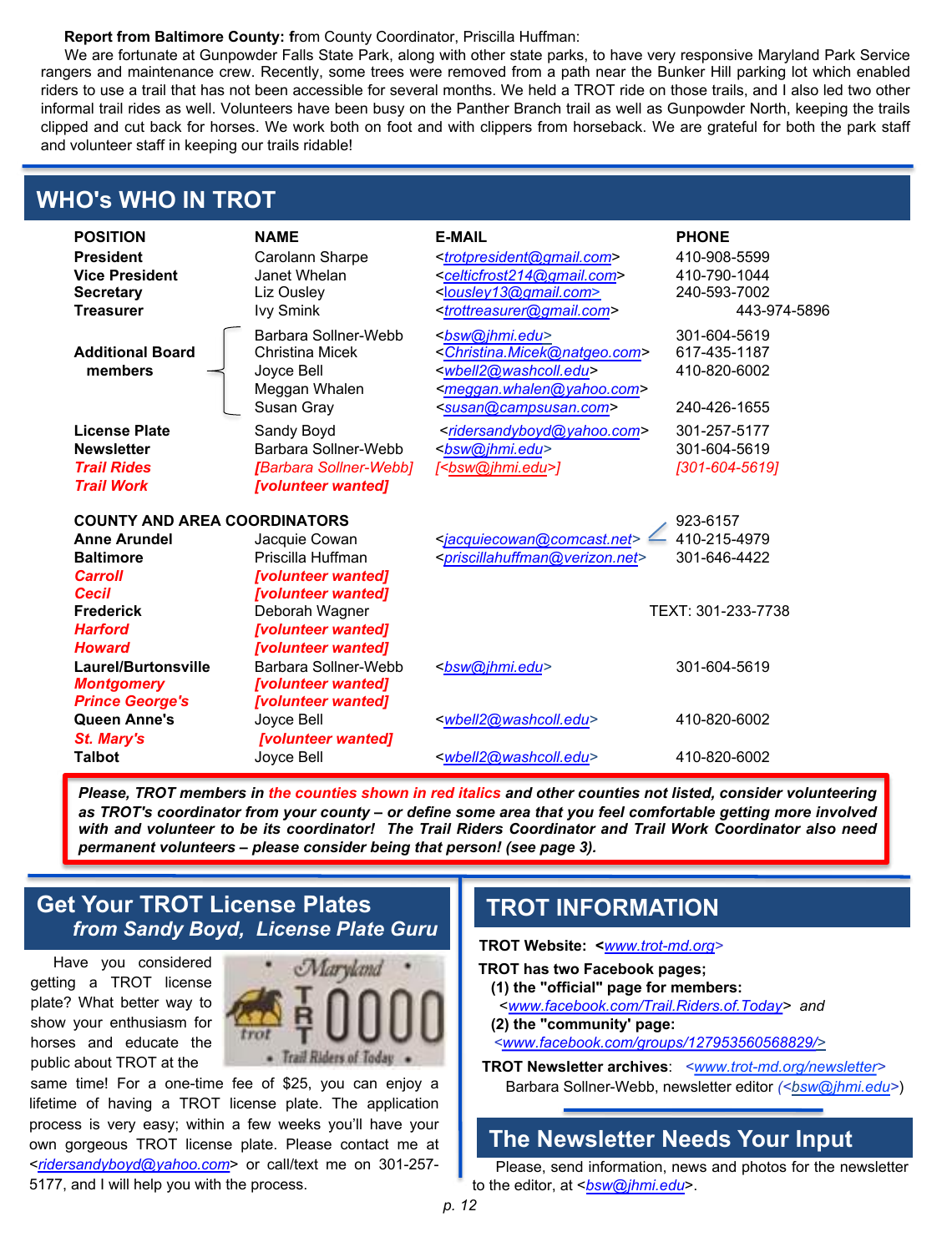**Report from Baltimore County:** from County Coordinator, Priscilla Huffman:

We are fortunate at Gunpowder Falls State Park, along with other state parks, to have very responsive Maryland Park Service rangers and maintenance crew. Recently, some trees were removed from a path near the Bunker Hill parking lot which enabled riders to use a trail that has not been accessible for several months. We held a TROT ride on those trails, and I also led two other informal trail rides as well. Volunteers have been busy on the Panther Branch trail as well as Gunpowder North, keeping the trails clipped and cut back for horses. We work both on foot and with clippers from horseback. We are grateful for both the park staff and volunteer staff in keeping our trails ridable!

## WHO's WHO IN TROT

| POSITION | NAME | E-MAIL | PHONE |
|---|---|---|---|
| **President** | Carolann Sharpe | <trotpresident@gmail.com> | 410-908-5599 |
| **Vice President** | Janet Whelan | <celticfrost214@gmail.com> | 410-790-1044 |
| **Secretary** | Liz Ousley | <lousley13@gmail.com> | 240-593-7002 |
| **Treasurer** | Ivy Smink | <trottreasurer@gmail.com> | 443-974-5896 |
| **Additional Board members** | Barbara Sollner-Webb | <bsw@jhmi.edu> | 301-604-5619 |
| | Christina Micek | <Christina.Micek@natgeo.com> | 617-435-1187 |
| | Joyce Bell | <wbell2@washcoll.edu> | 410-820-6002 |
| | Meggan Whalen | <meggan.whalen@yahoo.com> | |
| | Susan Gray | <susan@campsusan.com> | 240-426-1655 |
| **License Plate** | Sandy Boyd | <ridersandyboyd@yahoo.com> | 301-257-5177 |
| **Newsletter** | Barbara Sollner-Webb | <bsw@jhmi.edu> | 301-604-5619 |
| ***Trail Rides*** | *[Barbara Sollner-Webb]* | *[<bsw@jhmi.edu>]* | *[301-604-5619]* |
| ***Trail Work*** | ***[volunteer wanted]*** | | |
| **COUNTY AND AREA COORDINATORS** | | | |
| **Anne Arundel** | Jacquie Cowan | <jacquiecowan@comcast.net> | 923-6157 / 410-215-4979 |
| **Baltimore** | Priscilla Huffman | <priscillahuffman@verizon.net> | 301-646-4422 |
| ***Carroll*** | ***[volunteer wanted]*** | | |
| ***Cecil*** | ***[volunteer wanted]*** | | |
| **Frederick** | Deborah Wagner | | TEXT: 301-233-7738 |
| ***Harford*** | ***[volunteer wanted]*** | | |
| ***Howard*** | ***[volunteer wanted]*** | | |
| **Laurel/Burtonsville** | Barbara Sollner-Webb | <bsw@jhmi.edu> | 301-604-5619 |
| ***Montgomery*** | ***[volunteer wanted]*** | | |
| ***Prince George's*** | ***[volunteer wanted]*** | | |
| **Queen Anne's** | Joyce Bell | <wbell2@washcoll.edu> | 410-820-6002 |
| ***St. Mary's*** | ***[volunteer wanted]*** | | |
| **Talbot** | Joyce Bell | <wbell2@washcoll.edu> | 410-820-6002 |

***Please, TROT members in the counties shown in red italics and other counties not listed, consider volunteering as TROT's coordinator from your county – or define some area that you feel comfortable getting more involved with and volunteer to be its coordinator! The Trail Riders Coordinator and Trail Work Coordinator also need permanent volunteers – please consider being that person! (see page 3).***

## Get Your TROT License Plates

### *from Sandy Boyd, License Plate Guru*

Have you considered getting a TROT license plate? What better way to show your enthusiasm for horses and educate the public about TROT at the same time! For a one-time fee of $25, you can enjoy a lifetime of having a TROT license plate. The application process is very easy; within a few weeks you'll have your own gorgeous TROT license plate. Please contact me at <ridersandyboyd@yahoo.com> or call/text me on 301-257-5177, and I will help you with the process.

## TROT INFORMATION

**TROT Website: <**www.trot-md.org>

**TROT has two Facebook pages;**

**(1) the "official" page for members:**
<www.facebook.com/Trail.Riders.of.Today> *and*

**(2) the "community" page:**
<www.facebook.com/groups/127953560568829/>

**TROT Newsletter archives**: <www.trot-md.org/newsletter>
Barbara Sollner-Webb, newsletter editor *(<bsw@jhmi.edu>)*

## The Newsletter Needs Your Input

Please, send information, news and photos for the newsletter to the editor, at <bsw@jhmi.edu>.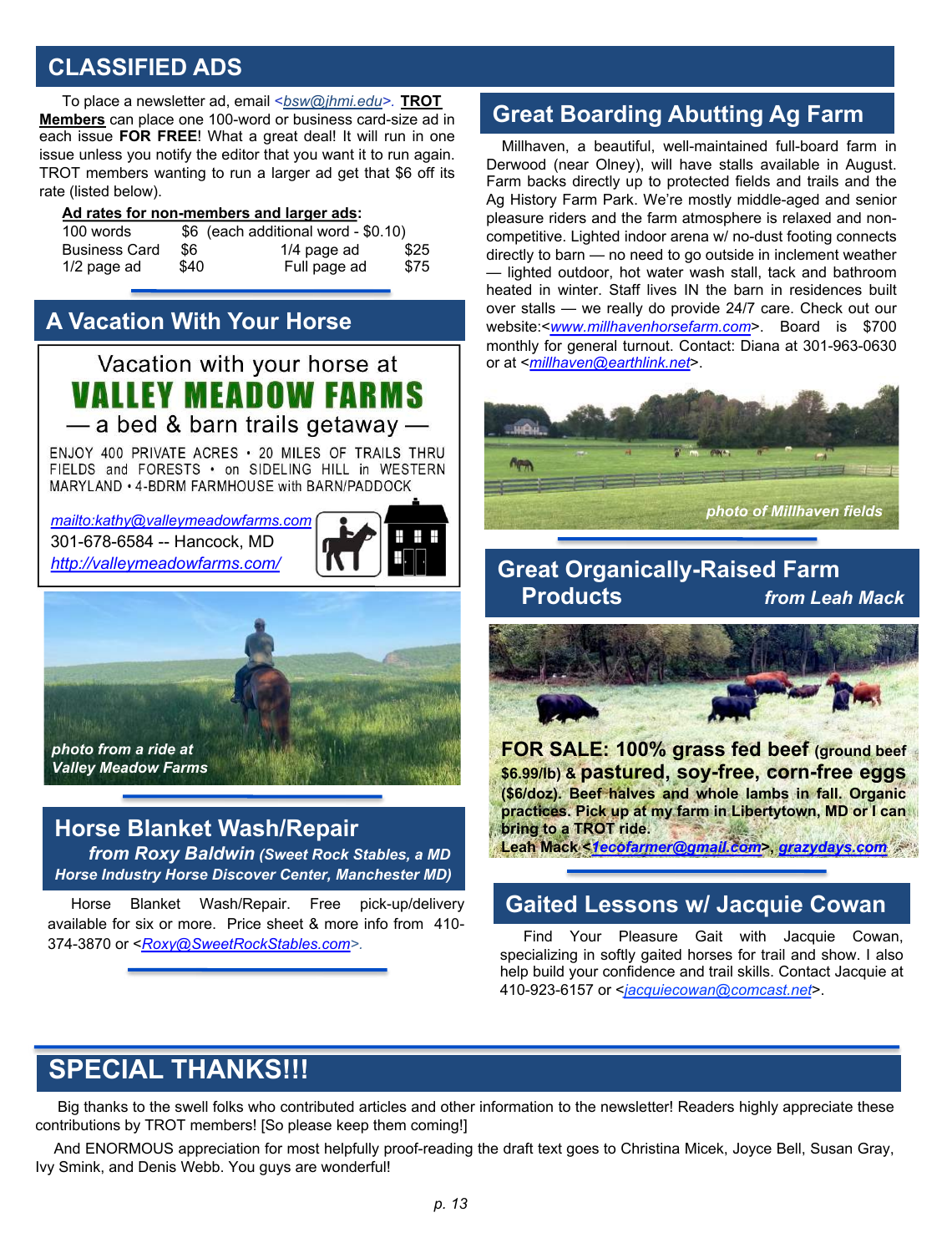## CLASSIFIED ADS

To place a newsletter ad, email <*bsw@jhmi.edu*>. **TROT Members** can place one 100-word or business card-size ad in each issue **FOR FREE**! What a great deal! It will run in one issue unless you notify the editor that you want it to run again. TROT members wanting to run a larger ad get that $6 off its rate (listed below).

**Ad rates for non-members and larger ads:**

| | | | |
|---|---|---|---|
| 100 words | $6 (each additional word - $0.10) | | |
| Business Card | $6 | 1/4 page ad | $25 |
| 1/2 page ad | $40 | Full page ad | $75 |

## A Vacation With Your Horse

Vacation with your horse at

**VALLEY MEADOW FARMS**

— a bed & barn trails getaway —

ENJOY 400 PRIVATE ACRES • 20 MILES OF TRAILS THRU FIELDS and FORESTS • on SIDELING HILL in WESTERN MARYLAND • 4-BDRM FARMHOUSE with BARN/PADDOCK

*mailto:kathy@valleymeadowfarms.com*
301-678-6584 -- Hancock, MD
*http://valleymeadowfarms.com/*

***photo from a ride at Valley Meadow Farms***

## Horse Blanket Wash/Repair

***from Roxy Baldwin** (Sweet Rock Stables, a MD Horse Industry Horse Discover Center, Manchester MD)*

Horse Blanket Wash/Repair. Free pick-up/delivery available for six or more. Price sheet & more info from 410-374-3870 or <*Roxy@SweetRockStables.com*>.

## Great Boarding Abutting Ag Farm

Millhaven, a beautiful, well-maintained full-board farm in Derwood (near Olney), will have stalls available in August. Farm backs directly up to protected fields and trails and the Ag History Farm Park. We're mostly middle-aged and senior pleasure riders and the farm atmosphere is relaxed and non-competitive. Lighted indoor arena w/ no-dust footing connects directly to barn — no need to go outside in inclement weather — lighted outdoor, hot water wash stall, tack and bathroom heated in winter. Staff lives IN the barn in residences built over stalls — we really do provide 24/7 care. Check out our website:<*www.millhavenhorsefarm.com*>. Board is $700 monthly for general turnout. Contact: Diana at 301-963-0630 or at <*millhaven@earthlink.net*>.

***photo of Millhaven fields***

## Great Organically-Raised Farm Products *from Leah Mack*

**FOR SALE: 100% grass fed beef (ground beef $6.99/lb) & pastured, soy-free, corn-free eggs ($6/doz). Beef halves and whole lambs in fall. Organic practices. Pick up at my farm in Libertytown, MD or I can bring to a TROT ride.**

**Leah Mack <*1ecofarmer@gmail.com*>, *grazydays.com***

## Gaited Lessons w/ Jacquie Cowan

Find Your Pleasure Gait with Jacquie Cowan, specializing in softly gaited horses for trail and show. I also help build your confidence and trail skills. Contact Jacquie at 410-923-6157 or <*jacquiecowan@comcast.net*>.

## SPECIAL THANKS!!!

Big thanks to the swell folks who contributed articles and other information to the newsletter! Readers highly appreciate these contributions by TROT members! [So please keep them coming!]

And ENORMOUS appreciation for most helpfully proof-reading the draft text goes to Christina Micek, Joyce Bell, Susan Gray, Ivy Smink, and Denis Webb. You guys are wonderful!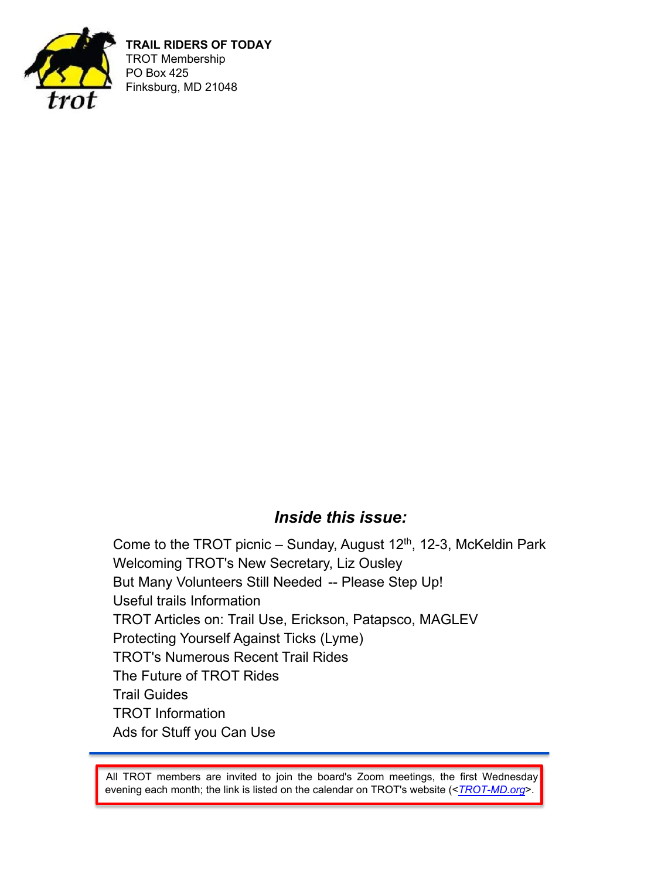**TRAIL RIDERS OF TODAY**
TROT Membership
PO Box 425
Finksburg, MD 21048

## *Inside this issue:*

Come to the TROT picnic – Sunday, August 12th, 12-3, McKeldin Park
Welcoming TROT's New Secretary, Liz Ousley
But Many Volunteers Still Needed -- Please Step Up!
Useful trails Information
TROT Articles on: Trail Use, Erickson, Patapsco, MAGLEV
Protecting Yourself Against Ticks (Lyme)
TROT's Numerous Recent Trail Rides
The Future of TROT Rides
Trail Guides
TROT Information
Ads for Stuff you Can Use

---

All TROT members are invited to join the board's Zoom meetings, the first Wednesday evening each month; the link is listed on the calendar on TROT's website (<*TROT-MD.org*>.